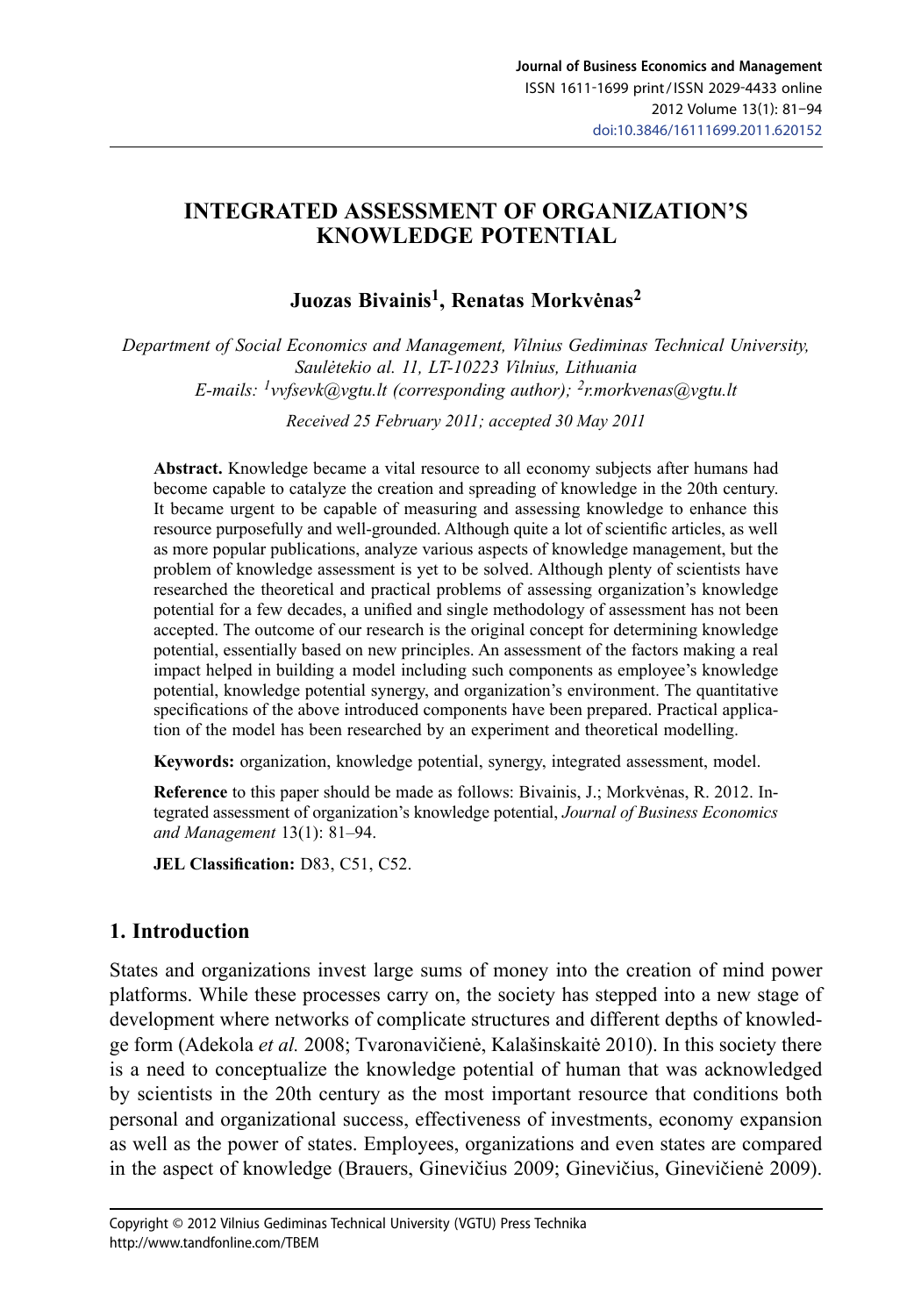Journal of Business Economics and Management
ISSN 1611-1699 print / ISSN 2029-4433 online
2012 Volume 13(1): 81–94
doi:10.3846/16111699.2011.620152

# INTEGRATED ASSESSMENT OF ORGANIZATION'S KNOWLEDGE POTENTIAL

**Juozas Bivainis[1], Renatas Morkvėnas[2]**

*Department of Social Economics and Management, Vilnius Gediminas Technical University, Saulėtekio al. 11, LT-10223 Vilnius, Lithuania*
*E-mails: [1]vvfsevk@vgtu.lt (corresponding author); [2]r.morkvenas@vgtu.lt*

*Received 25 February 2011; accepted 30 May 2011*

**Abstract.** Knowledge became a vital resource to all economy subjects after humans had become capable to catalyze the creation and spreading of knowledge in the 20th century. It became urgent to be capable of measuring and assessing knowledge to enhance this resource purposefully and well-grounded. Although quite a lot of scientific articles, as well as more popular publications, analyze various aspects of knowledge management, but the problem of knowledge assessment is yet to be solved. Although plenty of scientists have researched the theoretical and practical problems of assessing organization's knowledge potential for a few decades, a unified and single methodology of assessment has not been accepted. The outcome of our research is the original concept for determining knowledge potential, essentially based on new principles. An assessment of the factors making a real impact helped in building a model including such components as employee's knowledge potential, knowledge potential synergy, and organization's environment. The quantitative specifications of the above introduced components have been prepared. Practical application of the model has been researched by an experiment and theoretical modelling.

**Keywords:** organization, knowledge potential, synergy, integrated assessment, model.

**Reference** to this paper should be made as follows: Bivainis, J.; Morkvėnas, R. 2012. Integrated assessment of organization's knowledge potential, *Journal of Business Economics and Management* 13(1): 81–94.

**JEL Classification:** D83, C51, C52.

## 1. Introduction

States and organizations invest large sums of money into the creation of mind power platforms. While these processes carry on, the society has stepped into a new stage of development where networks of complicate structures and different depths of knowledge form (Adekola *et al.* 2008; Tvaronavičienė, Kalašinskaitė 2010). In this society there is a need to conceptualize the knowledge potential of human that was acknowledged by scientists in the 20th century as the most important resource that conditions both personal and organizational success, effectiveness of investments, economy expansion as well as the power of states. Employees, organizations and even states are compared in the aspect of knowledge (Brauers, Ginevičius 2009; Ginevičius, Ginevičienė 2009).

Copyright © 2012 Vilnius Gediminas Technical University (VGTU) Press Technika
http://www.tandfonline.com/TBEM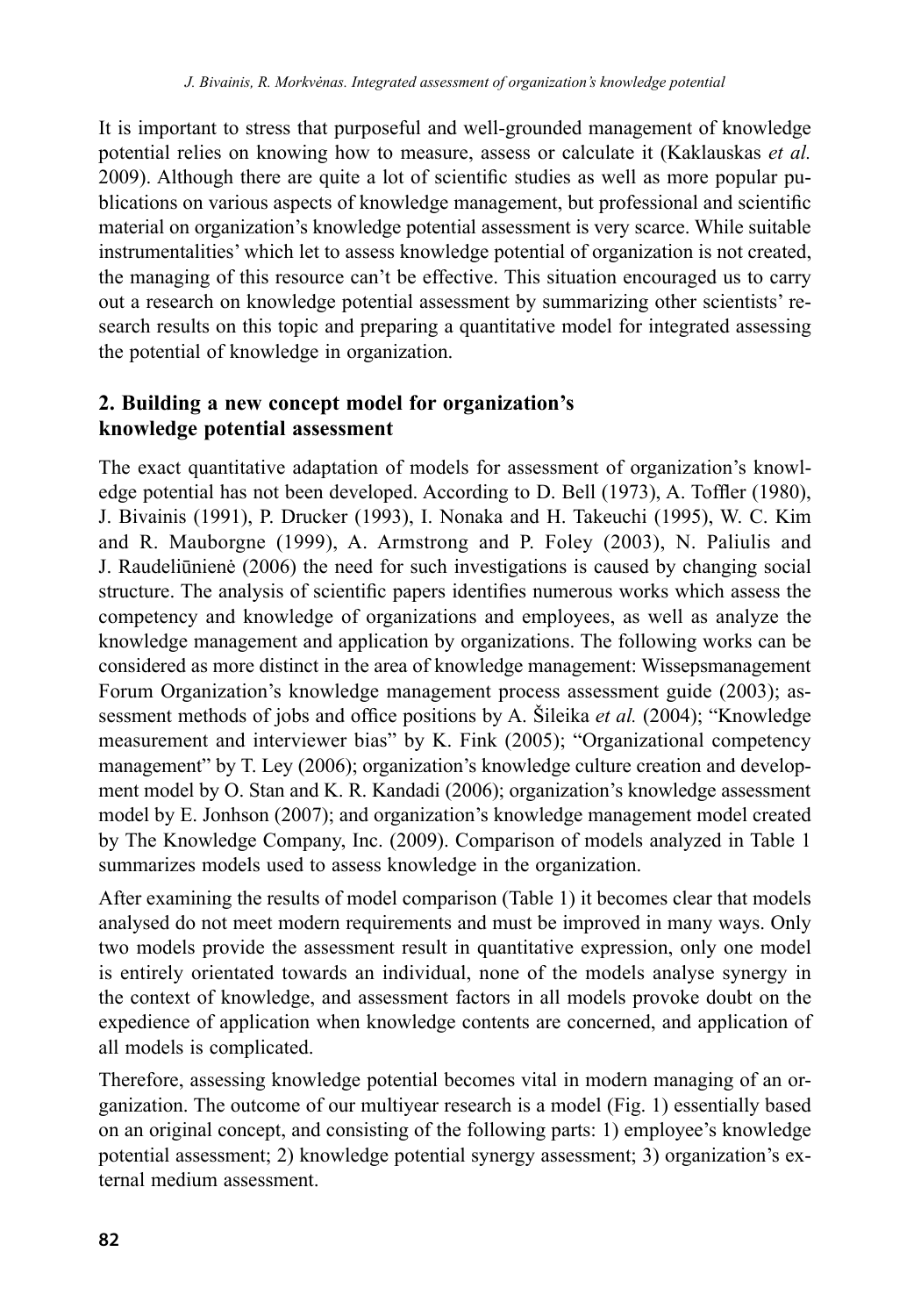It is important to stress that purposeful and well-grounded management of knowledge potential relies on knowing how to measure, assess or calculate it (Kaklauskas *et al.* 2009). Although there are quite a lot of scientific studies as well as more popular publications on various aspects of knowledge management, but professional and scientific material on organization's knowledge potential assessment is very scarce. While suitable instrumentalities' which let to assess knowledge potential of organization is not created, the managing of this resource can't be effective. This situation encouraged us to carry out a research on knowledge potential assessment by summarizing other scientists' research results on this topic and preparing a quantitative model for integrated assessing the potential of knowledge in organization.

## 2. Building a new concept model for organization's knowledge potential assessment

The exact quantitative adaptation of models for assessment of organization's knowledge potential has not been developed. According to D. Bell (1973), A. Toffler (1980), J. Bivainis (1991), P. Drucker (1993), I. Nonaka and H. Takeuchi (1995), W. C. Kim and R. Mauborgne (1999), A. Armstrong and P. Foley (2003), N. Paliulis and J. Raudeliūnienė (2006) the need for such investigations is caused by changing social structure. The analysis of scientific papers identifies numerous works which assess the competency and knowledge of organizations and employees, as well as analyze the knowledge management and application by organizations. The following works can be considered as more distinct in the area of knowledge management: Wissepsmanagement Forum Organization's knowledge management process assessment guide (2003); assessment methods of jobs and office positions by A. Šileika *et al.* (2004); "Knowledge measurement and interviewer bias" by K. Fink (2005); "Organizational competency management" by T. Ley (2006); organization's knowledge culture creation and development model by O. Stan and K. R. Kandadi (2006); organization's knowledge assessment model by E. Jonhson (2007); and organization's knowledge management model created by The Knowledge Company, Inc. (2009). Comparison of models analyzed in Table 1 summarizes models used to assess knowledge in the organization.

After examining the results of model comparison (Table 1) it becomes clear that models analysed do not meet modern requirements and must be improved in many ways. Only two models provide the assessment result in quantitative expression, only one model is entirely orientated towards an individual, none of the models analyse synergy in the context of knowledge, and assessment factors in all models provoke doubt on the expedience of application when knowledge contents are concerned, and application of all models is complicated.

Therefore, assessing knowledge potential becomes vital in modern managing of an organization. The outcome of our multiyear research is a model (Fig. 1) essentially based on an original concept, and consisting of the following parts: 1) employee's knowledge potential assessment; 2) knowledge potential synergy assessment; 3) organization's external medium assessment.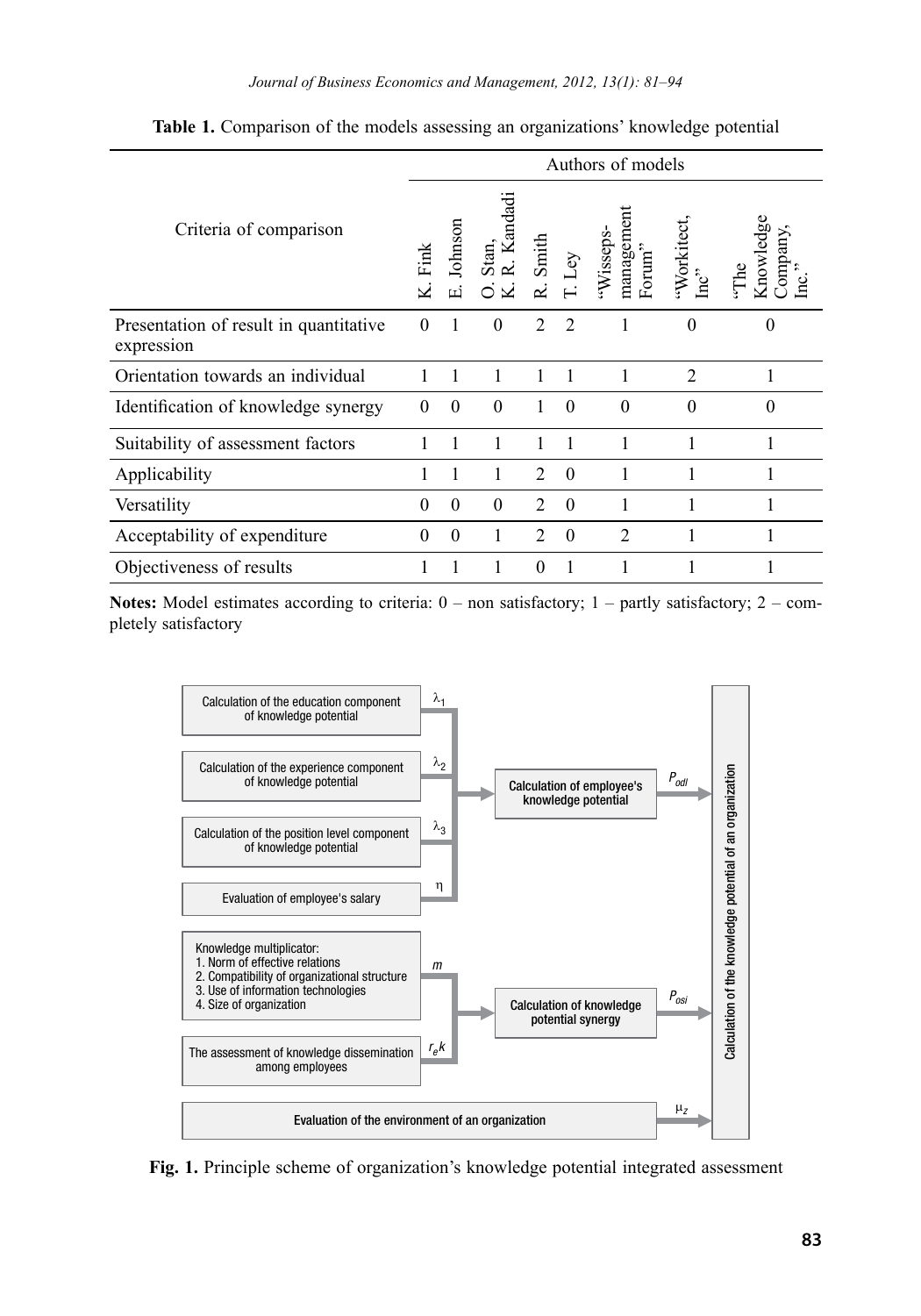**Table 1.** Comparison of the models assessing an organizations' knowledge potential

| Criteria of comparison | Authors of models | | | | | | | |
|---|---|---|---|---|---|---|---|---|
| | K. Fink | E. Johnson | O. Stan, K. R. Kandadi | R. Smith | T. Ley | "Wisseps-management Forum" | "Workitect, Inc" | "The Knowledge Company, Inc." |
| Presentation of result in quantitative expression | 0 | 1 | 0 | 2 | 2 | 1 | 0 | 0 |
| Orientation towards an individual | 1 | 1 | 1 | 1 | 1 | 1 | 2 | 1 |
| Identification of knowledge synergy | 0 | 0 | 0 | 1 | 0 | 0 | 0 | 0 |
| Suitability of assessment factors | 1 | 1 | 1 | 1 | 1 | 1 | 1 | 1 |
| Applicability | 1 | 1 | 1 | 2 | 0 | 1 | 1 | 1 |
| Versatility | 0 | 0 | 0 | 2 | 0 | 1 | 1 | 1 |
| Acceptability of expenditure | 0 | 0 | 1 | 2 | 0 | 2 | 1 | 1 |
| Objectiveness of results | 1 | 1 | 1 | 0 | 1 | 1 | 1 | 1 |

**Notes:** Model estimates according to criteria: 0 – non satisfactory; 1 – partly satisfactory; 2 – completely satisfactory

**Fig. 1.** Principle scheme of organization's knowledge potential integrated assessment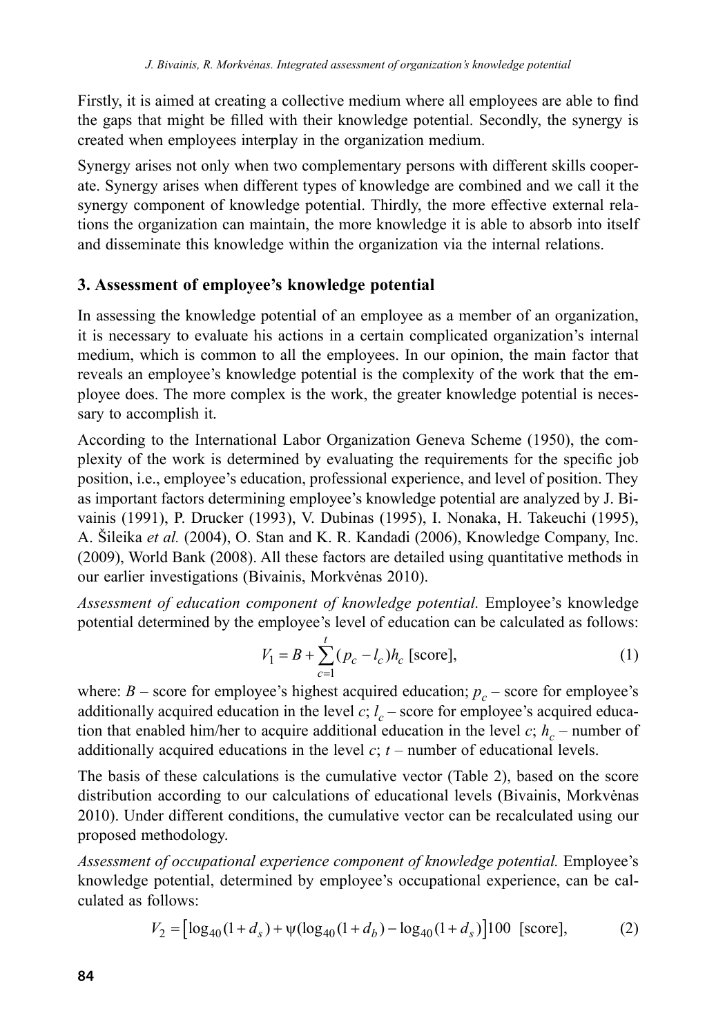Firstly, it is aimed at creating a collective medium where all employees are able to find the gaps that might be filled with their knowledge potential. Secondly, the synergy is created when employees interplay in the organization medium.

Synergy arises not only when two complementary persons with different skills cooperate. Synergy arises when different types of knowledge are combined and we call it the synergy component of knowledge potential. Thirdly, the more effective external relations the organization can maintain, the more knowledge it is able to absorb into itself and disseminate this knowledge within the organization via the internal relations.

## 3. Assessment of employee's knowledge potential

In assessing the knowledge potential of an employee as a member of an organization, it is necessary to evaluate his actions in a certain complicated organization's internal medium, which is common to all the employees. In our opinion, the main factor that reveals an employee's knowledge potential is the complexity of the work that the employee does. The more complex is the work, the greater knowledge potential is necessary to accomplish it.

According to the International Labor Organization Geneva Scheme (1950), the complexity of the work is determined by evaluating the requirements for the specific job position, i.e., employee's education, professional experience, and level of position. They as important factors determining employee's knowledge potential are analyzed by J. Bivainis (1991), P. Drucker (1993), V. Dubinas (1995), I. Nonaka, H. Takeuchi (1995), A. Šileika *et al.* (2004), O. Stan and K. R. Kandadi (2006), Knowledge Company, Inc. (2009), World Bank (2008). All these factors are detailed using quantitative methods in our earlier investigations (Bivainis, Morkvėnas 2010).

*Assessment of education component of knowledge potential.* Employee's knowledge potential determined by the employee's level of education can be calculated as follows:

$$V_1 = B + \sum_{c=1}^{t} (p_c - l_c) h_c \text{ [score]}, \tag{1}$$

where: $B$ – score for employee's highest acquired education; $p_c$ – score for employee's additionally acquired education in the level $c$; $l_c$ – score for employee's acquired education that enabled him/her to acquire additional education in the level $c$; $h_c$ – number of additionally acquired educations in the level $c$; $t$ – number of educational levels.

The basis of these calculations is the cumulative vector (Table 2), based on the score distribution according to our calculations of educational levels (Bivainis, Morkvėnas 2010). Under different conditions, the cumulative vector can be recalculated using our proposed methodology.

*Assessment of occupational experience component of knowledge potential.* Employee's knowledge potential, determined by employee's occupational experience, can be calculated as follows:

$$V_2 = \left[\log_{40}(1 + d_s) + \psi(\log_{40}(1 + d_b) - \log_{40}(1 + d_s))\right]100 \text{ [score]}, \tag{2}$$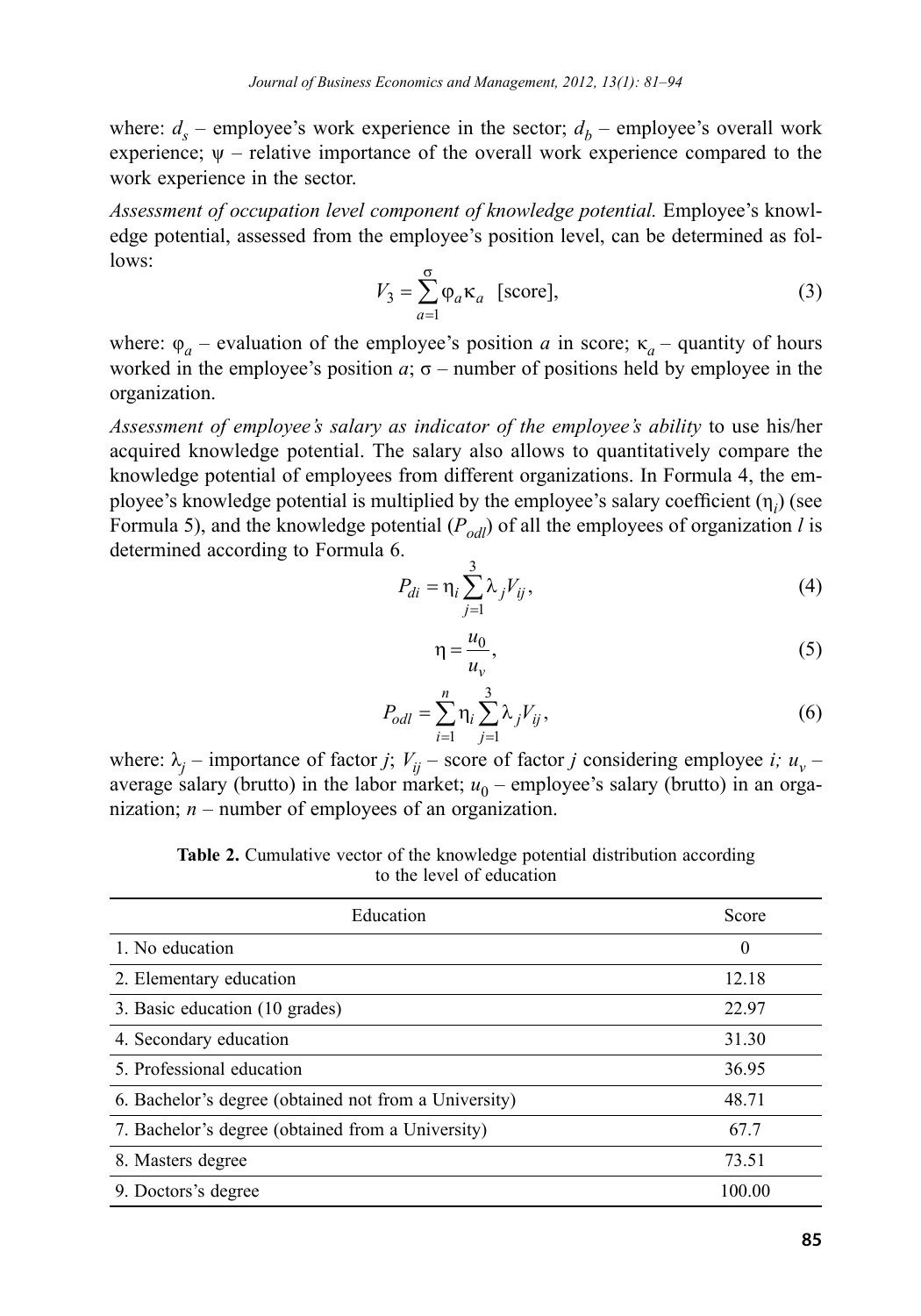where: $d_s$ – employee's work experience in the sector; $d_b$ – employee's overall work experience; $\psi$ – relative importance of the overall work experience compared to the work experience in the sector.

*Assessment of occupation level component of knowledge potential.* Employee's knowledge potential, assessed from the employee's position level, can be determined as follows:

$$V_3 = \sum_{a=1}^{\sigma} \varphi_a \kappa_a \quad \text{[score]}, \tag{3}$$

where: $\varphi_a$ – evaluation of the employee's position $a$ in score; $\kappa_a$ – quantity of hours worked in the employee's position $a$; $\sigma$ – number of positions held by employee in the organization.

*Assessment of employee's salary as indicator of the employee's ability* to use his/her acquired knowledge potential. The salary also allows to quantitatively compare the knowledge potential of employees from different organizations. In Formula 4, the employee's knowledge potential is multiplied by the employee's salary coefficient ($\eta_i$) (see Formula 5), and the knowledge potential ($P_{odl}$) of all the employees of organization $l$ is determined according to Formula 6.

$$P_{di} = \eta_i \sum_{j=1}^{3} \lambda_j V_{ij}, \tag{4}$$

$$\eta = \frac{u_0}{u_v}, \tag{5}$$

$$P_{odl} = \sum_{i=1}^{n} \eta_i \sum_{j=1}^{3} \lambda_j V_{ij}, \tag{6}$$

where: $\lambda_j$ – importance of factor $j$; $V_{ij}$ – score of factor $j$ considering employee $i$; $u_v$ – average salary (brutto) in the labor market; $u_0$ – employee's salary (brutto) in an organization; $n$ – number of employees of an organization.

**Table 2.** Cumulative vector of the knowledge potential distribution according to the level of education

| Education | Score |
|---|---|
| 1. No education | 0 |
| 2. Elementary education | 12.18 |
| 3. Basic education (10 grades) | 22.97 |
| 4. Secondary education | 31.30 |
| 5. Professional education | 36.95 |
| 6. Bachelor's degree (obtained not from a University) | 48.71 |
| 7. Bachelor's degree (obtained from a University) | 67.7 |
| 8. Masters degree | 73.51 |
| 9. Doctors's degree | 100.00 |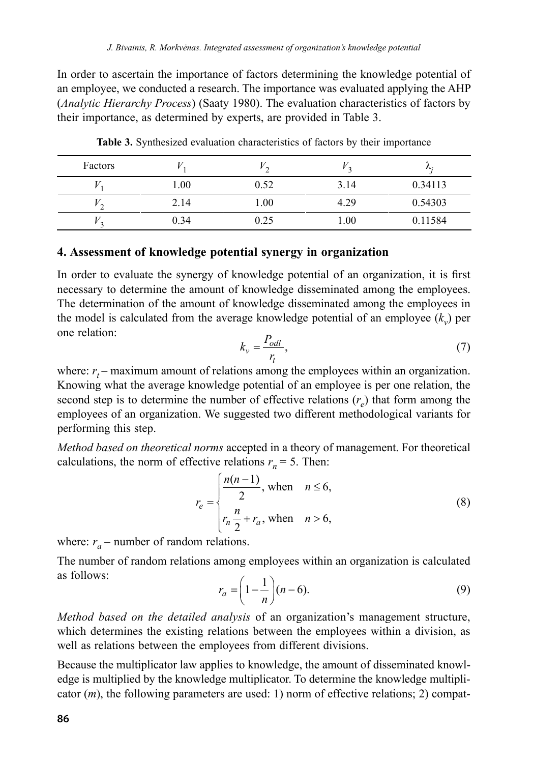In order to ascertain the importance of factors determining the knowledge potential of an employee, we conducted a research. The importance was evaluated applying the AHP (*Analytic Hierarchy Process*) (Saaty 1980). The evaluation characteristics of factors by their importance, as determined by experts, are provided in Table 3.

**Table 3.** Synthesized evaluation characteristics of factors by their importance

| Factors | $V_1$ | $V_2$ | $V_3$ | $\lambda_j$ |
|---|---|---|---|---|
| $V_1$ | 1.00 | 0.52 | 3.14 | 0.34113 |
| $V_2$ | 2.14 | 1.00 | 4.29 | 0.54303 |
| $V_3$ | 0.34 | 0.25 | 1.00 | 0.11584 |

## 4. Assessment of knowledge potential synergy in organization

In order to evaluate the synergy of knowledge potential of an organization, it is first necessary to determine the amount of knowledge disseminated among the employees. The determination of the amount of knowledge disseminated among the employees in the model is calculated from the average knowledge potential of an employee ($k_v$) per one relation:

$$k_v = \frac{P_{odl}}{r_t}, \tag{7}$$

where: $r_t$ – maximum amount of relations among the employees within an organization. Knowing what the average knowledge potential of an employee is per one relation, the second step is to determine the number of effective relations ($r_e$) that form among the employees of an organization. We suggested two different methodological variants for performing this step.

*Method based on theoretical norms* accepted in a theory of management. For theoretical calculations, the norm of effective relations $r_n = 5$. Then:

$$r_e = \begin{cases} \dfrac{n(n-1)}{2}, \text{ when } & n \leq 6, \\ r_n \dfrac{n}{2} + r_a, \text{ when } & n > 6, \end{cases} \tag{8}$$

where: $r_a$ – number of random relations.

The number of random relations among employees within an organization is calculated as follows:

$$r_a = \left(1 - \frac{1}{n}\right)(n - 6). \tag{9}$$

*Method based on the detailed analysis* of an organization's management structure, which determines the existing relations between the employees within a division, as well as relations between the employees from different divisions.

Because the multiplicator law applies to knowledge, the amount of disseminated knowledge is multiplied by the knowledge multiplicator. To determine the knowledge multiplicator ($m$), the following parameters are used: 1) norm of effective relations; 2) compat-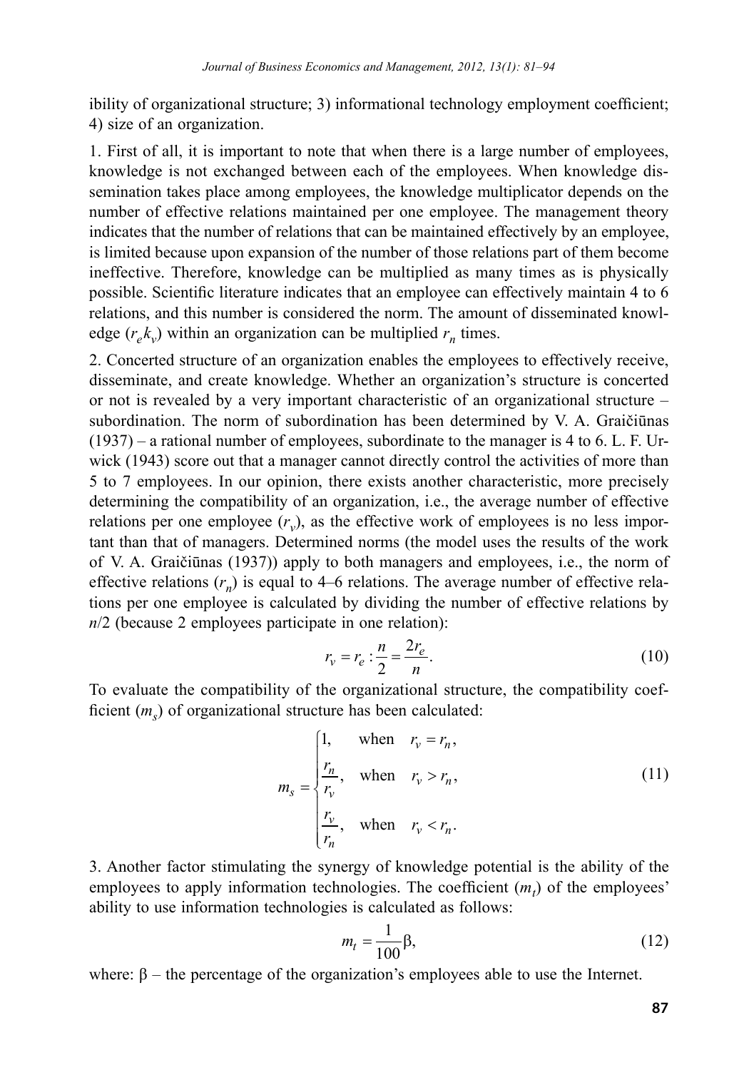ibility of organizational structure; 3) informational technology employment coefficient; 4) size of an organization.

1. First of all, it is important to note that when there is a large number of employees, knowledge is not exchanged between each of the employees. When knowledge dissemination takes place among employees, the knowledge multiplicator depends on the number of effective relations maintained per one employee. The management theory indicates that the number of relations that can be maintained effectively by an employee, is limited because upon expansion of the number of those relations part of them become ineffective. Therefore, knowledge can be multiplied as many times as is physically possible. Scientific literature indicates that an employee can effectively maintain 4 to 6 relations, and this number is considered the norm. The amount of disseminated knowledge ($r_e k_v$) within an organization can be multiplied $r_n$ times.

2. Concerted structure of an organization enables the employees to effectively receive, disseminate, and create knowledge. Whether an organization's structure is concerted or not is revealed by a very important characteristic of an organizational structure – subordination. The norm of subordination has been determined by V. A. Graičiūnas (1937) – a rational number of employees, subordinate to the manager is 4 to 6. L. F. Urwick (1943) score out that a manager cannot directly control the activities of more than 5 to 7 employees. In our opinion, there exists another characteristic, more precisely determining the compatibility of an organization, i.e., the average number of effective relations per one employee ($r_v$), as the effective work of employees is no less important than that of managers. Determined norms (the model uses the results of the work of V. A. Graičiūnas (1937)) apply to both managers and employees, i.e., the norm of effective relations ($r_n$) is equal to 4–6 relations. The average number of effective relations per one employee is calculated by dividing the number of effective relations by $n/2$ (because 2 employees participate in one relation):

$$r_v = r_e : \frac{n}{2} = \frac{2r_e}{n}. \tag{10}$$

To evaluate the compatibility of the organizational structure, the compatibility coefficient ($m_s$) of organizational structure has been calculated:

$$m_s = \begin{cases} 1, & \text{when} \quad r_v = r_n, \\ \dfrac{r_n}{r_v}, & \text{when} \quad r_v > r_n, \\ \dfrac{r_v}{r_n}, & \text{when} \quad r_v < r_n. \end{cases} \tag{11}$$

3. Another factor stimulating the synergy of knowledge potential is the ability of the employees to apply information technologies. The coefficient ($m_t$) of the employees' ability to use information technologies is calculated as follows:

$$m_t = \frac{1}{100}\beta, \tag{12}$$

where: $\beta$ – the percentage of the organization's employees able to use the Internet.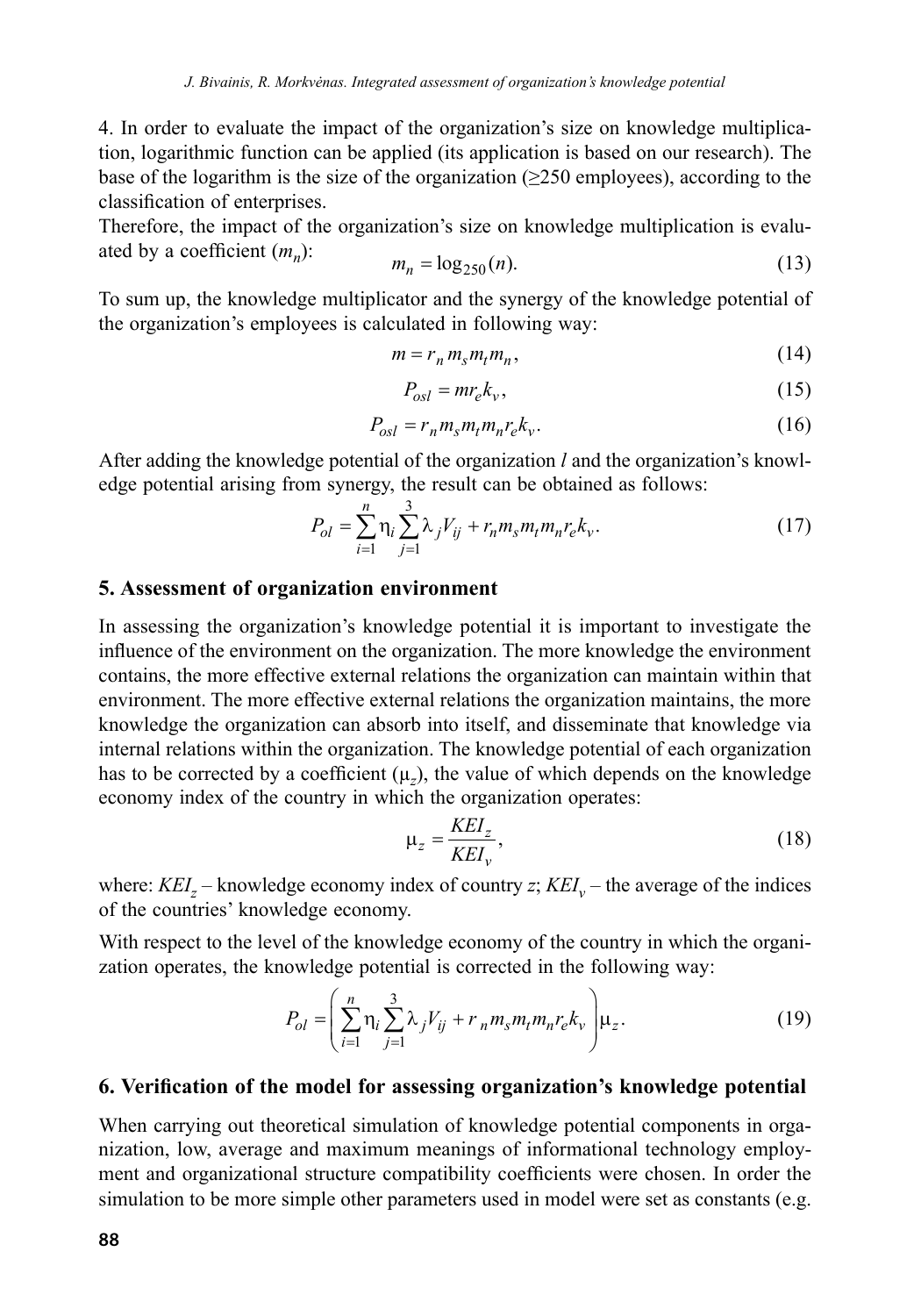4. In order to evaluate the impact of the organization's size on knowledge multiplication, logarithmic function can be applied (its application is based on our research). The base of the logarithm is the size of the organization (≥250 employees), according to the classification of enterprises.

Therefore, the impact of the organization's size on knowledge multiplication is evaluated by a coefficient ($m_n$):

$$m_n = \log_{250}(n). \tag{13}$$

To sum up, the knowledge multiplicator and the synergy of the knowledge potential of the organization's employees is calculated in following way:

$$m = r_n m_s m_t m_n, \tag{14}$$

$$P_{osl} = m r_e k_v, \tag{15}$$

$$P_{osl} = r_n m_s m_t m_n r_e k_v. \tag{16}$$

After adding the knowledge potential of the organization $l$ and the organization's knowledge potential arising from synergy, the result can be obtained as follows:

$$P_{ol} = \sum_{i=1}^{n} \eta_i \sum_{j=1}^{3} \lambda_j V_{ij} + r_n m_s m_t m_n r_e k_v. \tag{17}$$

## 5. Assessment of organization environment

In assessing the organization's knowledge potential it is important to investigate the influence of the environment on the organization. The more knowledge the environment contains, the more effective external relations the organization can maintain within that environment. The more effective external relations the organization maintains, the more knowledge the organization can absorb into itself, and disseminate that knowledge via internal relations within the organization. The knowledge potential of each organization has to be corrected by a coefficient ($\mu_z$), the value of which depends on the knowledge economy index of the country in which the organization operates:

$$\mu_z = \frac{KEI_z}{KEI_v}, \tag{18}$$

where: $KEI_z$ – knowledge economy index of country $z$; $KEI_v$ – the average of the indices of the countries' knowledge economy.

With respect to the level of the knowledge economy of the country in which the organization operates, the knowledge potential is corrected in the following way:

$$P_{ol} = \left( \sum_{i=1}^{n} \eta_i \sum_{j=1}^{3} \lambda_j V_{ij} + r_n m_s m_t m_n r_e k_v \right) \mu_z. \tag{19}$$

## 6. Verification of the model for assessing organization's knowledge potential

When carrying out theoretical simulation of knowledge potential components in organization, low, average and maximum meanings of informational technology employment and organizational structure compatibility coefficients were chosen. In order the simulation to be more simple other parameters used in model were set as constants (e.g.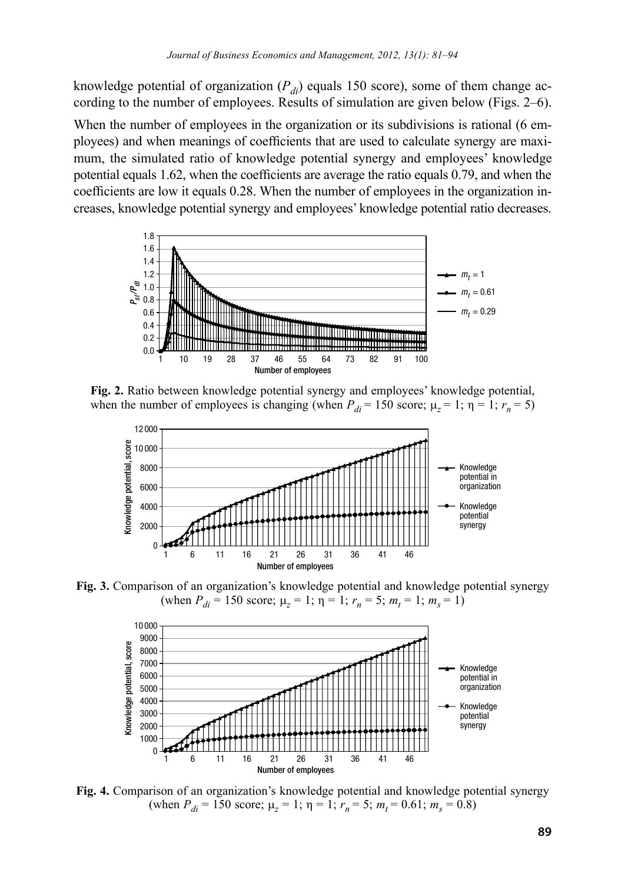knowledge potential of organization ($P_{di}$) equals 150 score), some of them change according to the number of employees. Results of simulation are given below (Figs. 2–6).

When the number of employees in the organization or its subdivisions is rational (6 employees) and when meanings of coefficients that are used to calculate synergy are maximum, the simulated ratio of knowledge potential synergy and employees' knowledge potential equals 1.62, when the coefficients are average the ratio equals 0.79, and when the coefficients are low it equals 0.28. When the number of employees in the organization increases, knowledge potential synergy and employees' knowledge potential ratio decreases.

**Fig. 2.** Ratio between knowledge potential synergy and employees' knowledge potential, when the number of employees is changing (when $P_{di}$ = 150 score; $\mu_z = 1$; $\eta = 1$; $r_n = 5$)

**Fig. 3.** Comparison of an organization's knowledge potential and knowledge potential synergy (when $P_{di}$ = 150 score; $\mu_z = 1$; $\eta = 1$; $r_n = 5$; $m_t = 1$; $m_s = 1$)

**Fig. 4.** Comparison of an organization's knowledge potential and knowledge potential synergy (when $P_{di}$ = 150 score; $\mu_z = 1$; $\eta = 1$; $r_n = 5$; $m_t = 0.61$; $m_s = 0.8$)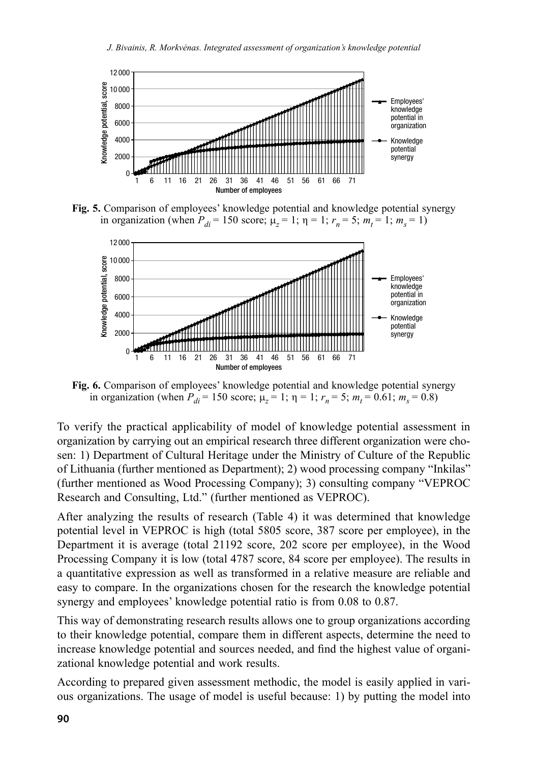Fig. 5. Comparison of employees' knowledge potential and knowledge potential synergy in organization (when $P_{di}$ = 150 score; $\mu_z$ = 1; $\eta$ = 1; $r_n$ = 5; $m_t$ = 1; $m_s$ = 1)

Fig. 6. Comparison of employees' knowledge potential and knowledge potential synergy in organization (when $P_{di}$ = 150 score; $\mu_z$ = 1; $\eta$ = 1; $r_n$ = 5; $m_t$ = 0.61; $m_s$ = 0.8)

To verify the practical applicability of model of knowledge potential assessment in organization by carrying out an empirical research three different organization were chosen: 1) Department of Cultural Heritage under the Ministry of Culture of the Republic of Lithuania (further mentioned as Department); 2) wood processing company "Inkilas" (further mentioned as Wood Processing Company); 3) consulting company "VEPROC Research and Consulting, Ltd." (further mentioned as VEPROC).

After analyzing the results of research (Table 4) it was determined that knowledge potential level in VEPROC is high (total 5805 score, 387 score per employee), in the Department it is average (total 21192 score, 202 score per employee), in the Wood Processing Company it is low (total 4787 score, 84 score per employee). The results in a quantitative expression as well as transformed in a relative measure are reliable and easy to compare. In the organizations chosen for the research the knowledge potential synergy and employees' knowledge potential ratio is from 0.08 to 0.87.

This way of demonstrating research results allows one to group organizations according to their knowledge potential, compare them in different aspects, determine the need to increase knowledge potential and sources needed, and find the highest value of organizational knowledge potential and work results.

According to prepared given assessment methodic, the model is easily applied in various organizations. The usage of model is useful because: 1) by putting the model into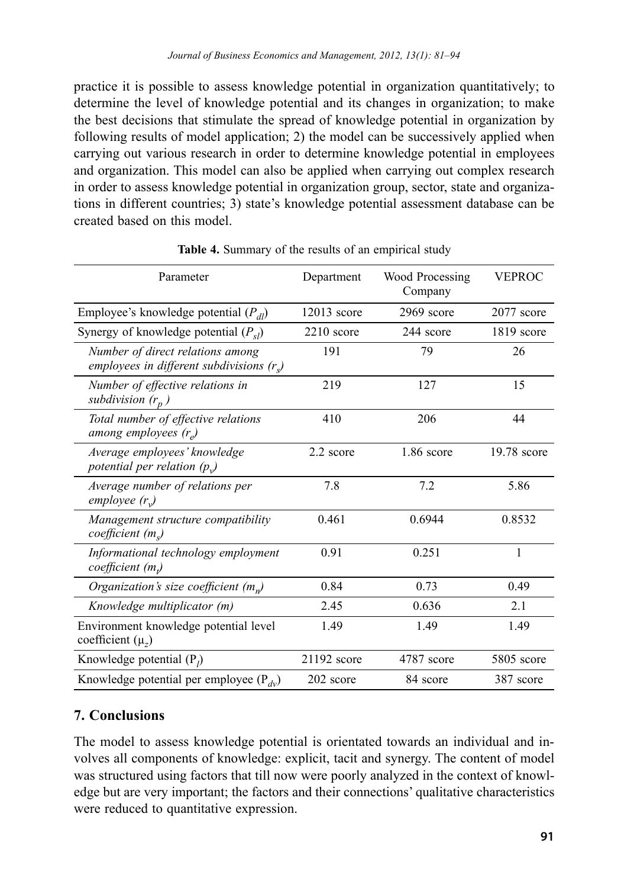practice it is possible to assess knowledge potential in organization quantitatively; to determine the level of knowledge potential and its changes in organization; to make the best decisions that stimulate the spread of knowledge potential in organization by following results of model application; 2) the model can be successively applied when carrying out various research in order to determine knowledge potential in employees and organization. This model can also be applied when carrying out complex research in order to assess knowledge potential in organization group, sector, state and organizations in different countries; 3) state's knowledge potential assessment database can be created based on this model.

**Table 4.** Summary of the results of an empirical study

| Parameter | Department | Wood Processing Company | VEPROC |
|---|---|---|---|
| Employee's knowledge potential ($P_{dl}$) | 12013 score | 2969 score | 2077 score |
| Synergy of knowledge potential ($P_{sl}$) | 2210 score | 244 score | 1819 score |
| *Number of direct relations among employees in different subdivisions* ($r_s$) | 191 | 79 | 26 |
| *Number of effective relations in subdivision* ($r_p$) | 219 | 127 | 15 |
| *Total number of effective relations among employees* ($r_e$) | 410 | 206 | 44 |
| *Average employees' knowledge potential per relation* ($p_v$) | 2.2 score | 1.86 score | 19.78 score |
| *Average number of relations per employee* ($r_v$) | 7.8 | 7.2 | 5.86 |
| *Management structure compatibility coefficient* ($m_s$) | 0.461 | 0.6944 | 0.8532 |
| *Informational technology employment coefficient* ($m_t$) | 0.91 | 0.251 | 1 |
| *Organization's size coefficient* ($m_n$) | 0.84 | 0.73 | 0.49 |
| *Knowledge multiplicator (m)* | 2.45 | 0.636 | 2.1 |
| Environment knowledge potential level coefficient ($\mu_z$) | 1.49 | 1.49 | 1.49 |
| Knowledge potential ($P_l$) | 21192 score | 4787 score | 5805 score |
| Knowledge potential per employee ($P_{dv}$) | 202 score | 84 score | 387 score |

## 7. Conclusions

The model to assess knowledge potential is orientated towards an individual and involves all components of knowledge: explicit, tacit and synergy. The content of model was structured using factors that till now were poorly analyzed in the context of knowledge but are very important; the factors and their connections' qualitative characteristics were reduced to quantitative expression.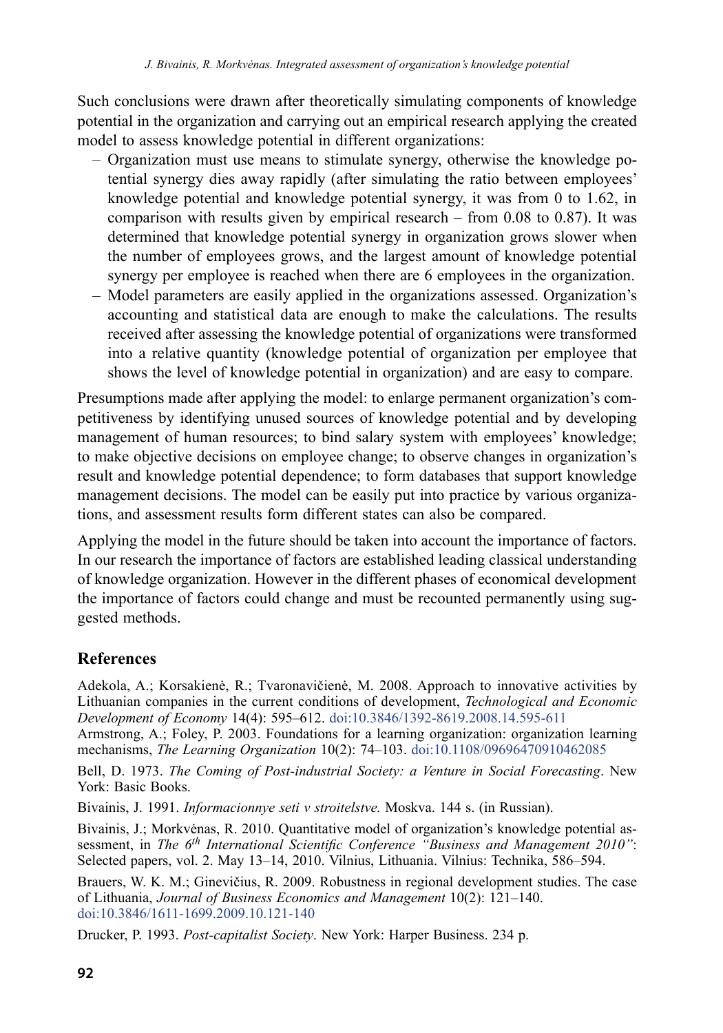Such conclusions were drawn after theoretically simulating components of knowledge potential in the organization and carrying out an empirical research applying the created model to assess knowledge potential in different organizations:

- Organization must use means to stimulate synergy, otherwise the knowledge potential synergy dies away rapidly (after simulating the ratio between employees' knowledge potential and knowledge potential synergy, it was from 0 to 1.62, in comparison with results given by empirical research – from 0.08 to 0.87). It was determined that knowledge potential synergy in organization grows slower when the number of employees grows, and the largest amount of knowledge potential synergy per employee is reached when there are 6 employees in the organization.
- Model parameters are easily applied in the organizations assessed. Organization's accounting and statistical data are enough to make the calculations. The results received after assessing the knowledge potential of organizations were transformed into a relative quantity (knowledge potential of organization per employee that shows the level of knowledge potential in organization) and are easy to compare.

Presumptions made after applying the model: to enlarge permanent organization's competitiveness by identifying unused sources of knowledge potential and by developing management of human resources; to bind salary system with employees' knowledge; to make objective decisions on employee change; to observe changes in organization's result and knowledge potential dependence; to form databases that support knowledge management decisions. The model can be easily put into practice by various organizations, and assessment results form different states can also be compared.

Applying the model in the future should be taken into account the importance of factors. In our research the importance of factors are established leading classical understanding of knowledge organization. However in the different phases of economical development the importance of factors could change and must be recounted permanently using suggested methods.

## References

Adekola, A.; Korsakienė, R.; Tvaronavičienė, M. 2008. Approach to innovative activities by Lithuanian companies in the current conditions of development, *Technological and Economic Development of Economy* 14(4): 595–612. doi:10.3846/1392-8619.2008.14.595-611

Armstrong, A.; Foley, P. 2003. Foundations for a learning organization: organization learning mechanisms, *The Learning Organization* 10(2): 74–103. doi:10.1108/09696470910462085

Bell, D. 1973. *The Coming of Post-industrial Society: a Venture in Social Forecasting*. New York: Basic Books.

Bivainis, J. 1991. *Informacionnye seti v stroitelstve.* Moskva. 144 s. (in Russian).

Bivainis, J.; Morkvėnas, R. 2010. Quantitative model of organization's knowledge potential assessment, in *The 6th International Scientific Conference "Business and Management 2010"*: Selected papers, vol. 2. May 13–14, 2010. Vilnius, Lithuania. Vilnius: Technika, 586–594.

Brauers, W. K. M.; Ginevičius, R. 2009. Robustness in regional development studies. The case of Lithuania, *Journal of Business Economics and Management* 10(2): 121–140. doi:10.3846/1611-1699.2009.10.121-140

Drucker, P. 1993. *Post-capitalist Society*. New York: Harper Business. 234 p.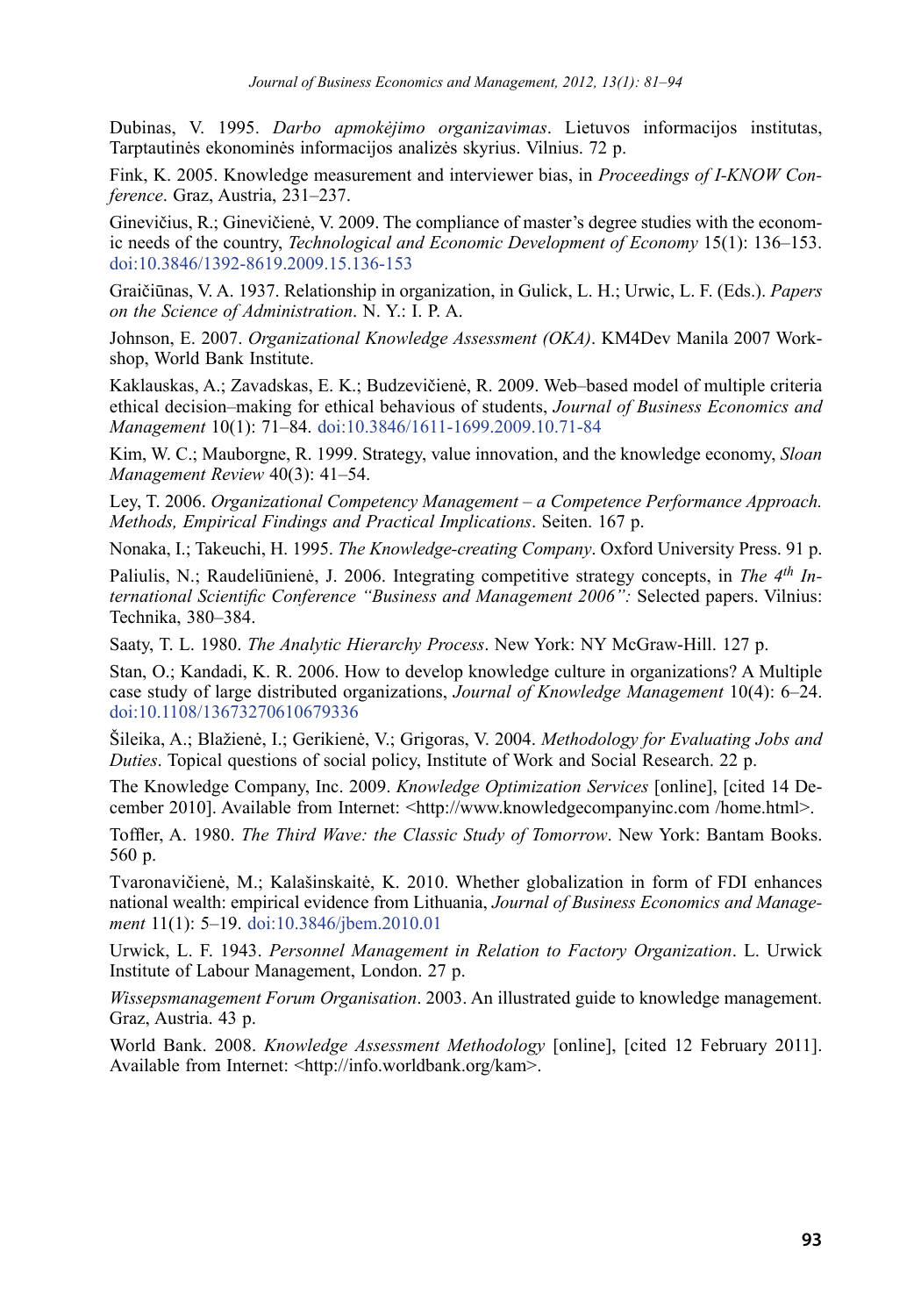Dubinas, V. 1995. *Darbo apmokėjimo organizavimas*. Lietuvos informacijos institutas, Tarptautinės ekonominės informacijos analizės skyrius. Vilnius. 72 p.

Fink, K. 2005. Knowledge measurement and interviewer bias, in *Proceedings of I-KNOW Conference*. Graz, Austria, 231–237.

Ginevičius, R.; Ginevičienė, V. 2009. The compliance of master's degree studies with the economic needs of the country, *Technological and Economic Development of Economy* 15(1): 136–153. doi:10.3846/1392-8619.2009.15.136-153

Graičiūnas, V. A. 1937. Relationship in organization, in Gulick, L. H.; Urwic, L. F. (Eds.). *Papers on the Science of Administration*. N. Y.: I. P. A.

Johnson, E. 2007. *Organizational Knowledge Assessment (OKA)*. KM4Dev Manila 2007 Workshop, World Bank Institute.

Kaklauskas, A.; Zavadskas, E. K.; Budzevičienė, R. 2009. Web–based model of multiple criteria ethical decision–making for ethical behavious of students, *Journal of Business Economics and Management* 10(1): 71–84. doi:10.3846/1611-1699.2009.10.71-84

Kim, W. C.; Mauborgne, R. 1999. Strategy, value innovation, and the knowledge economy, *Sloan Management Review* 40(3): 41–54.

Ley, T. 2006. *Organizational Competency Management – a Competence Performance Approach. Methods, Empirical Findings and Practical Implications*. Seiten. 167 p.

Nonaka, I.; Takeuchi, H. 1995. *The Knowledge-creating Company*. Oxford University Press. 91 p.

Paliulis, N.; Raudeliūnienė, J. 2006. Integrating competitive strategy concepts, in *The 4th International Scientific Conference "Business and Management 2006":* Selected papers. Vilnius: Technika, 380–384.

Saaty, T. L. 1980. *The Analytic Hierarchy Process*. New York: NY McGraw-Hill. 127 p.

Stan, O.; Kandadi, K. R. 2006. How to develop knowledge culture in organizations? A Multiple case study of large distributed organizations, *Journal of Knowledge Management* 10(4): 6–24. doi:10.1108/13673270610679336

Šileika, A.; Blažienė, I.; Gerikienė, V.; Grigoras, V. 2004. *Methodology for Evaluating Jobs and Duties*. Topical questions of social policy, Institute of Work and Social Research. 22 p.

The Knowledge Company, Inc. 2009. *Knowledge Optimization Services* [online], [cited 14 December 2010]. Available from Internet: <http://www.knowledgecompanyinc.com /home.html>.

Toffler, A. 1980. *The Third Wave: the Classic Study of Tomorrow*. New York: Bantam Books. 560 p.

Tvaronavičienė, M.; Kalašinskaitė, K. 2010. Whether globalization in form of FDI enhances national wealth: empirical evidence from Lithuania, *Journal of Business Economics and Management* 11(1): 5–19. doi:10.3846/jbem.2010.01

Urwick, L. F. 1943. *Personnel Management in Relation to Factory Organization*. L. Urwick Institute of Labour Management, London. 27 p.

*Wissepsmanagement Forum Organisation*. 2003. An illustrated guide to knowledge management. Graz, Austria. 43 p.

World Bank. 2008. *Knowledge Assessment Methodology* [online], [cited 12 February 2011]. Available from Internet: <http://info.worldbank.org/kam>.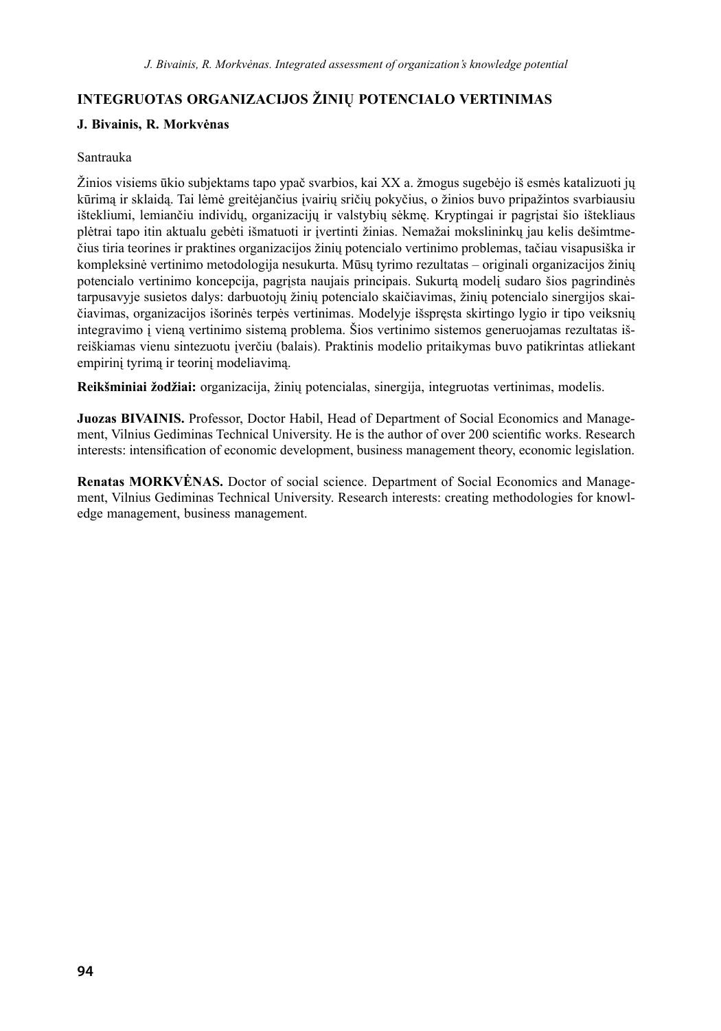# INTEGRUOTAS ORGANIZACIJOS ŽINIŲ POTENCIALO VERTINIMAS

**J. Bivainis, R. Morkvėnas**

Santrauka

Žinios visiems ūkio subjektams tapo ypač svarbios, kai XX a. žmogus sugebėjo iš esmės katalizuoti jų kūrimą ir sklaidą. Tai lėmė greitėjančius įvairių sričių pokyčius, o žinios buvo pripažintos svarbiausiu ištekliumi, lemiančiu individų, organizacijų ir valstybių sėkmę. Kryptingai ir pagrįstai šio ištekliaus plėtrai tapo itin aktualu gebėti išmatuoti ir įvertinti žinias. Nemažai mokslininkų jau kelis dešimtmečius tiria teorines ir praktines organizacijos žinių potencialo vertinimo problemas, tačiau visapusiška ir kompleksinė vertinimo metodologija nesukurta. Mūsų tyrimo rezultatas – originali organizacijos žinių potencialo vertinimo koncepcija, pagrįsta naujais principais. Sukurtą modelį sudaro šios pagrindinės tarpusavyje susietos dalys: darbuotojų žinių potencialo skaičiavimas, žinių potencialo sinergijos skaičiavimas, organizacijos išorinės terpės vertinimas. Modelyje išspręsta skirtingo lygio ir tipo veiksnių integravimo į vieną vertinimo sistemą problema. Šios vertinimo sistemos generuojamas rezultatas išreiškiamas vienu sintezuotu įverčiu (balais). Praktinis modelio pritaikymas buvo patikrintas atliekant empirinį tyrimą ir teorinį modeliavimą.

**Reikšminiai žodžiai:** organizacija, žinių potencialas, sinergija, integruotas vertinimas, modelis.

**Juozas BIVAINIS.** Professor, Doctor Habil, Head of Department of Social Economics and Management, Vilnius Gediminas Technical University. He is the author of over 200 scientific works. Research interests: intensification of economic development, business management theory, economic legislation.

**Renatas MORKVĖNAS.** Doctor of social science. Department of Social Economics and Management, Vilnius Gediminas Technical University. Research interests: creating methodologies for knowledge management, business management.